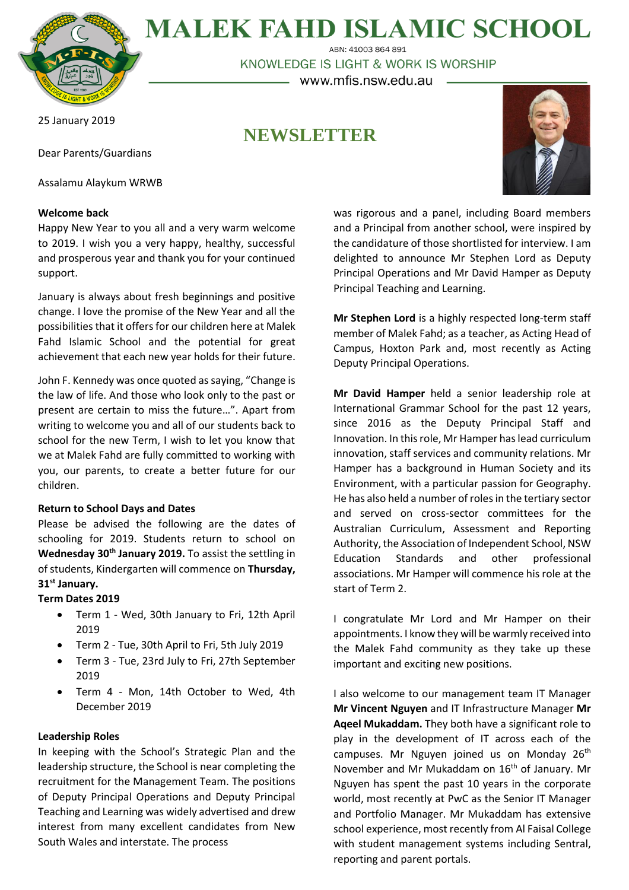# MALEK FAHD ISLAMIC SCHOOL

ABN: 41003 864 891

KNOWLEDGE IS LIGHT & WORK IS WORSHIP

www.mfis.nsw.edu.au

25 January 2019

## NEWSLETTER

Dear Parents/Guardians

Assalamu Alaykum WRWB

**Welcome back**

Happy New Year to you all and a very warm welcome to 2019. I wish you a very happy, healthy, successful and prosperous year and thank you for your continued support.

January is always about fresh beginnings and positive change. I love the promise of the New Year and all the possibilities that it offers for our children here at Malek Fahd Islamic School and the potential for great achievement that each new year holds for their future.

John F. Kennedy was once quoted as saying, "Change is the law of life. And those who look only to the past or present are certain to miss the future…". Apart from writing to welcome you and all of our students back to school for the new Term, I wish to let you know that we at Malek Fahd are fully committed to working with you, our parents, to create a better future for our children.

**Return to School Days and Dates**

Please be advised the following are the dates of schooling for 2019. Students return to school on **Wednesday 30th January 2019.** To assist the settling in of students, Kindergarten will commence on **Thursday, 31st January.**

**Term Dates 2019**

- Term 1 - Wed, 30th January to Fri, 12th April 2019
- Term 2 - Tue, 30th April to Fri, 5th July 2019
- Term 3 - Tue, 23rd July to Fri, 27th September 2019
- Term 4 - Mon, 14th October to Wed, 4th December 2019

**Leadership Roles**

In keeping with the School's Strategic Plan and the leadership structure, the School is near completing the recruitment for the Management Team. The positions of Deputy Principal Operations and Deputy Principal Teaching and Learning was widely advertised and drew interest from many excellent candidates from New South Wales and interstate. The process was rigorous and a panel, including Board members and a Principal from another school, were inspired by the candidature of those shortlisted for interview. I am delighted to announce Mr Stephen Lord as Deputy Principal Operations and Mr David Hamper as Deputy Principal Teaching and Learning.

**Mr Stephen Lord** is a highly respected long-term staff member of Malek Fahd; as a teacher, as Acting Head of Campus, Hoxton Park and, most recently as Acting Deputy Principal Operations.

**Mr David Hamper** held a senior leadership role at International Grammar School for the past 12 years, since 2016 as the Deputy Principal Staff and Innovation. In this role, Mr Hamper has lead curriculum innovation, staff services and community relations. Mr Hamper has a background in Human Society and its Environment, with a particular passion for Geography. He has also held a number of roles in the tertiary sector and served on cross-sector committees for the Australian Curriculum, Assessment and Reporting Authority, the Association of Independent School, NSW Education Standards and other professional associations. Mr Hamper will commence his role at the start of Term 2.

I congratulate Mr Lord and Mr Hamper on their appointments. I know they will be warmly received into the Malek Fahd community as they take up these important and exciting new positions.

I also welcome to our management team IT Manager **Mr Vincent Nguyen** and IT Infrastructure Manager **Mr Aqeel Mukaddam.** They both have a significant role to play in the development of IT across each of the campuses. Mr Nguyen joined us on Monday 26th November and Mr Mukaddam on 16th of January. Mr Nguyen has spent the past 10 years in the corporate world, most recently at PwC as the Senior IT Manager and Portfolio Manager. Mr Mukaddam has extensive school experience, most recently from Al Faisal College with student management systems including Sentral, reporting and parent portals.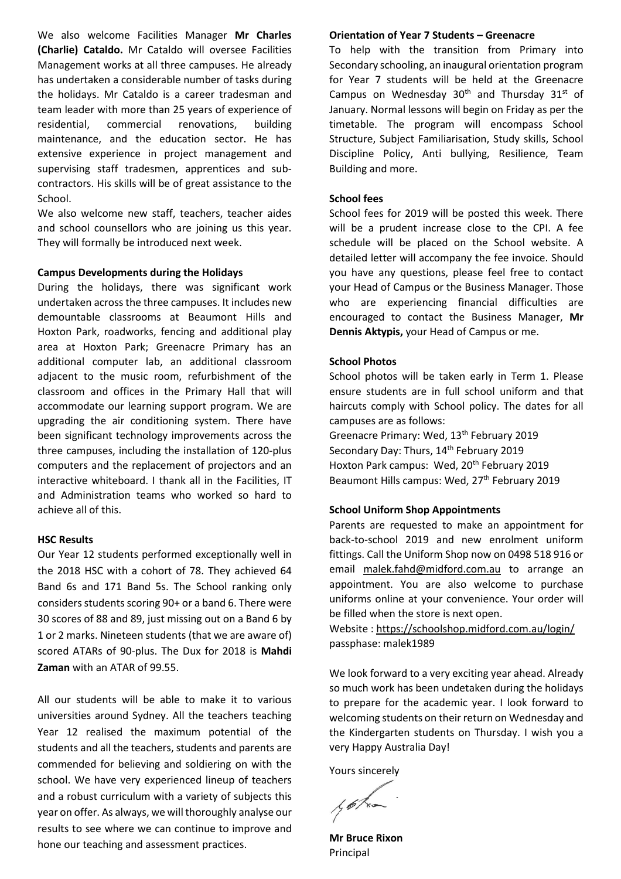We also welcome Facilities Manager **Mr Charles (Charlie) Cataldo.** Mr Cataldo will oversee Facilities Management works at all three campuses. He already has undertaken a considerable number of tasks during the holidays. Mr Cataldo is a career tradesman and team leader with more than 25 years of experience of residential, commercial renovations, building maintenance, and the education sector. He has extensive experience in project management and supervising staff tradesmen, apprentices and sub-contractors. His skills will be of great assistance to the School.

We also welcome new staff, teachers, teacher aides and school counsellors who are joining us this year. They will formally be introduced next week.

**Campus Developments during the Holidays**

During the holidays, there was significant work undertaken across the three campuses. It includes new demountable classrooms at Beaumont Hills and Hoxton Park, roadworks, fencing and additional play area at Hoxton Park; Greenacre Primary has an additional computer lab, an additional classroom adjacent to the music room, refurbishment of the classroom and offices in the Primary Hall that will accommodate our learning support program. We are upgrading the air conditioning system. There have been significant technology improvements across the three campuses, including the installation of 120-plus computers and the replacement of projectors and an interactive whiteboard. I thank all in the Facilities, IT and Administration teams who worked so hard to achieve all of this.

**HSC Results**

Our Year 12 students performed exceptionally well in the 2018 HSC with a cohort of 78. They achieved 64 Band 6s and 171 Band 5s. The School ranking only considers students scoring 90+ or a band 6. There were 30 scores of 88 and 89, just missing out on a Band 6 by 1 or 2 marks. Nineteen students (that we are aware of) scored ATARs of 90-plus. The Dux for 2018 is **Mahdi Zaman** with an ATAR of 99.55.

All our students will be able to make it to various universities around Sydney. All the teachers teaching Year 12 realised the maximum potential of the students and all the teachers, students and parents are commended for believing and soldiering on with the school. We have very experienced lineup of teachers and a robust curriculum with a variety of subjects this year on offer. As always, we will thoroughly analyse our results to see where we can continue to improve and hone our teaching and assessment practices.

**Orientation of Year 7 Students – Greenacre**

To help with the transition from Primary into Secondary schooling, an inaugural orientation program for Year 7 students will be held at the Greenacre Campus on Wednesday 30th and Thursday 31st of January. Normal lessons will begin on Friday as per the timetable. The program will encompass School Structure, Subject Familiarisation, Study skills, School Discipline Policy, Anti bullying, Resilience, Team Building and more.

**School fees**

School fees for 2019 will be posted this week. There will be a prudent increase close to the CPI. A fee schedule will be placed on the School website. A detailed letter will accompany the fee invoice. Should you have any questions, please feel free to contact your Head of Campus or the Business Manager. Those who are experiencing financial difficulties are encouraged to contact the Business Manager, **Mr Dennis Aktypis,** your Head of Campus or me.

**School Photos**

School photos will be taken early in Term 1. Please ensure students are in full school uniform and that haircuts comply with School policy. The dates for all campuses are as follows:

Greenacre Primary: Wed, 13th February 2019
Secondary Day: Thurs, 14th February 2019
Hoxton Park campus: Wed, 20th February 2019
Beaumont Hills campus: Wed, 27th February 2019

**School Uniform Shop Appointments**

Parents are requested to make an appointment for back-to-school 2019 and new enrolment uniform fittings. Call the Uniform Shop now on 0498 518 916 or email malek.fahd@midford.com.au to arrange an appointment. You are also welcome to purchase uniforms online at your convenience. Your order will be filled when the store is next open.

Website : https://schoolshop.midford.com.au/login/
passphase: malek1989

We look forward to a very exciting year ahead. Already so much work has been undetaken during the holidays to prepare for the academic year. I look forward to welcoming students on their return on Wednesday and the Kindergarten students on Thursday. I wish you a very Happy Australia Day!

Yours sincerely

**Mr Bruce Rixon**
Principal